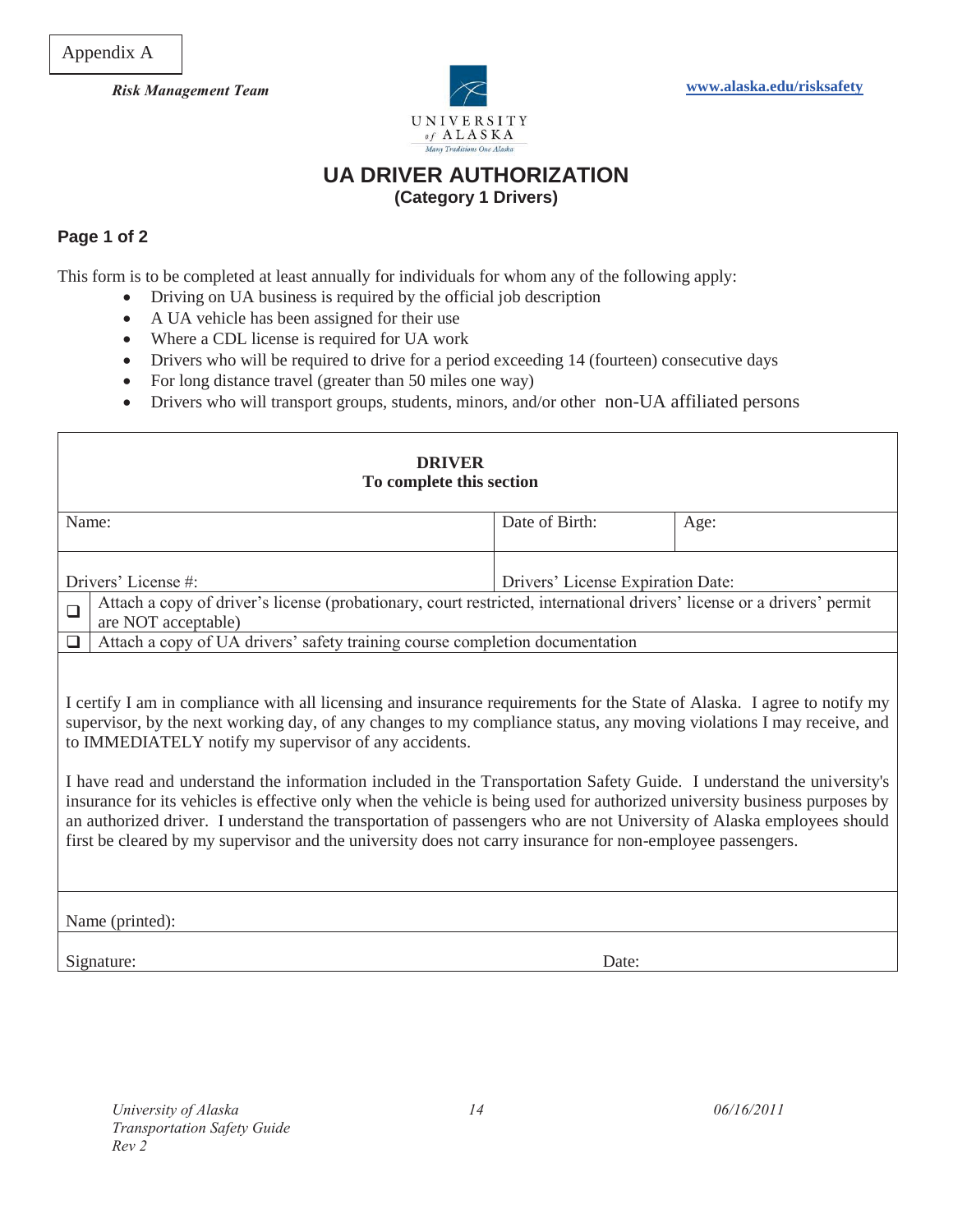Appendix A

*Risk Management Team*

UNIVERSITY of ALASKA

Many Traditions One Alaska

**www.alaska.edu/risksafety**

# UA DRIVER AUTHORIZATION

**(Category 1 Drivers)**

**Page 1 of 2**

This form is to be completed at least annually for individuals for whom any of the following apply:

- Driving on UA business is required by the official job description
- A UA vehicle has been assigned for their use
- Where a CDL license is required for UA work
- Drivers who will be required to drive for a period exceeding 14 (fourteen) consecutive days
- For long distance travel (greater than 50 miles one way)
- Drivers who will transport groups, students, minors, and/or other non-UA affiliated persons

| **DRIVER**<br>**To complete this section** | | |
|---|---|---|
| Name: | Date of Birth: | Age: |
| Drivers' License #: | Drivers' License Expiration Date: | |

- ☐ Attach a copy of driver's license (probationary, court restricted, international drivers' license or a drivers' permit are NOT acceptable)
- ☐ Attach a copy of UA drivers' safety training course completion documentation

I certify I am in compliance with all licensing and insurance requirements for the State of Alaska. I agree to notify my supervisor, by the next working day, of any changes to my compliance status, any moving violations I may receive, and to IMMEDIATELY notify my supervisor of any accidents.

I have read and understand the information included in the Transportation Safety Guide. I understand the university's insurance for its vehicles is effective only when the vehicle is being used for authorized university business purposes by an authorized driver. I understand the transportation of passengers who are not University of Alaska employees should first be cleared by my supervisor and the university does not carry insurance for non-employee passengers.

Name (printed):

Signature: Date: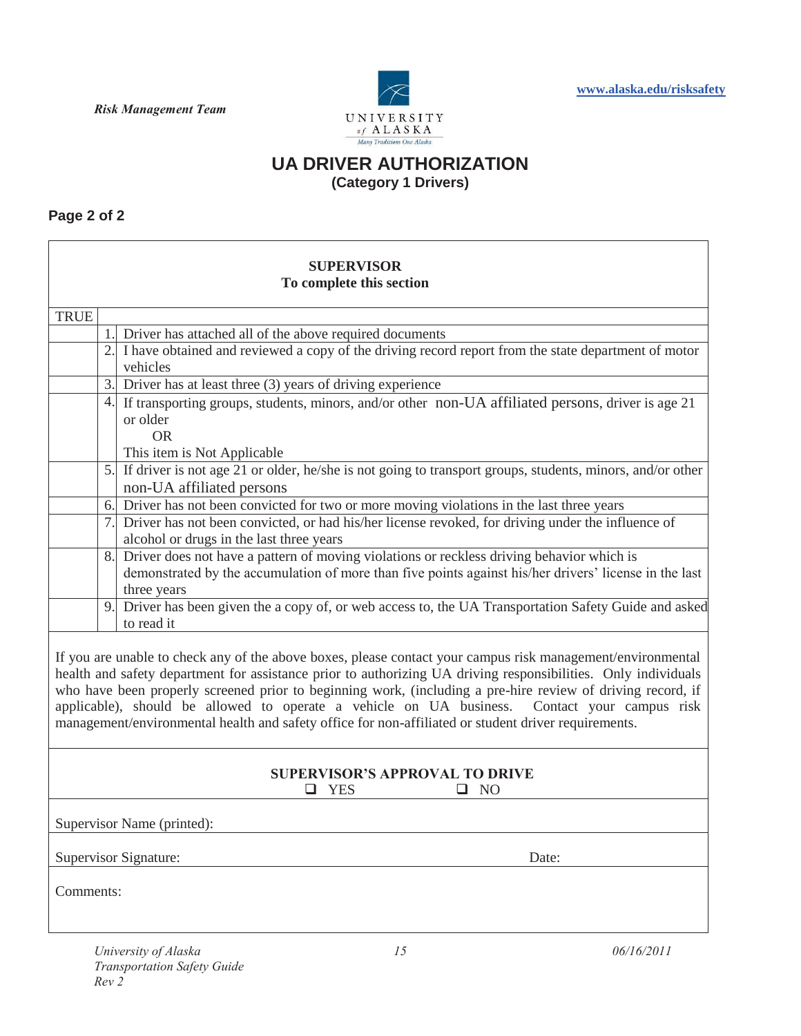*Risk Management Team*

www.alaska.edu/risksafety

# UA DRIVER AUTHORIZATION

**(Category 1 Drivers)**

**Page 2 of 2**

**SUPERVISOR**
**To complete this section**

| TRUE | | |
|---|---|---|
| | 1. | Driver has attached all of the above required documents |
| | 2. | I have obtained and reviewed a copy of the driving record report from the state department of motor vehicles |
| | 3. | Driver has at least three (3) years of driving experience |
| | 4. | If transporting groups, students, minors, and/or other non-UA affiliated persons, driver is age 21 or older<br>OR<br>This item is Not Applicable |
| | 5. | If driver is not age 21 or older, he/she is not going to transport groups, students, minors, and/or other non-UA affiliated persons |
| | 6. | Driver has not been convicted for two or more moving violations in the last three years |
| | 7. | Driver has not been convicted, or had his/her license revoked, for driving under the influence of alcohol or drugs in the last three years |
| | 8. | Driver does not have a pattern of moving violations or reckless driving behavior which is demonstrated by the accumulation of more than five points against his/her drivers' license in the last three years |
| | 9. | Driver has been given the a copy of, or web access to, the UA Transportation Safety Guide and asked to read it |

If you are unable to check any of the above boxes, please contact your campus risk management/environmental health and safety department for assistance prior to authorizing UA driving responsibilities. Only individuals who have been properly screened prior to beginning work, (including a pre-hire review of driving record, if applicable), should be allowed to operate a vehicle on UA business. Contact your campus risk management/environmental health and safety office for non-affiliated or student driver requirements.

**SUPERVISOR'S APPROVAL TO DRIVE**

☐ YES ☐ NO

Supervisor Name (printed):

Supervisor Signature: Date:

Comments:

*University of Alaska*
*Transportation Safety Guide*
*Rev 2*

*06/16/2011*